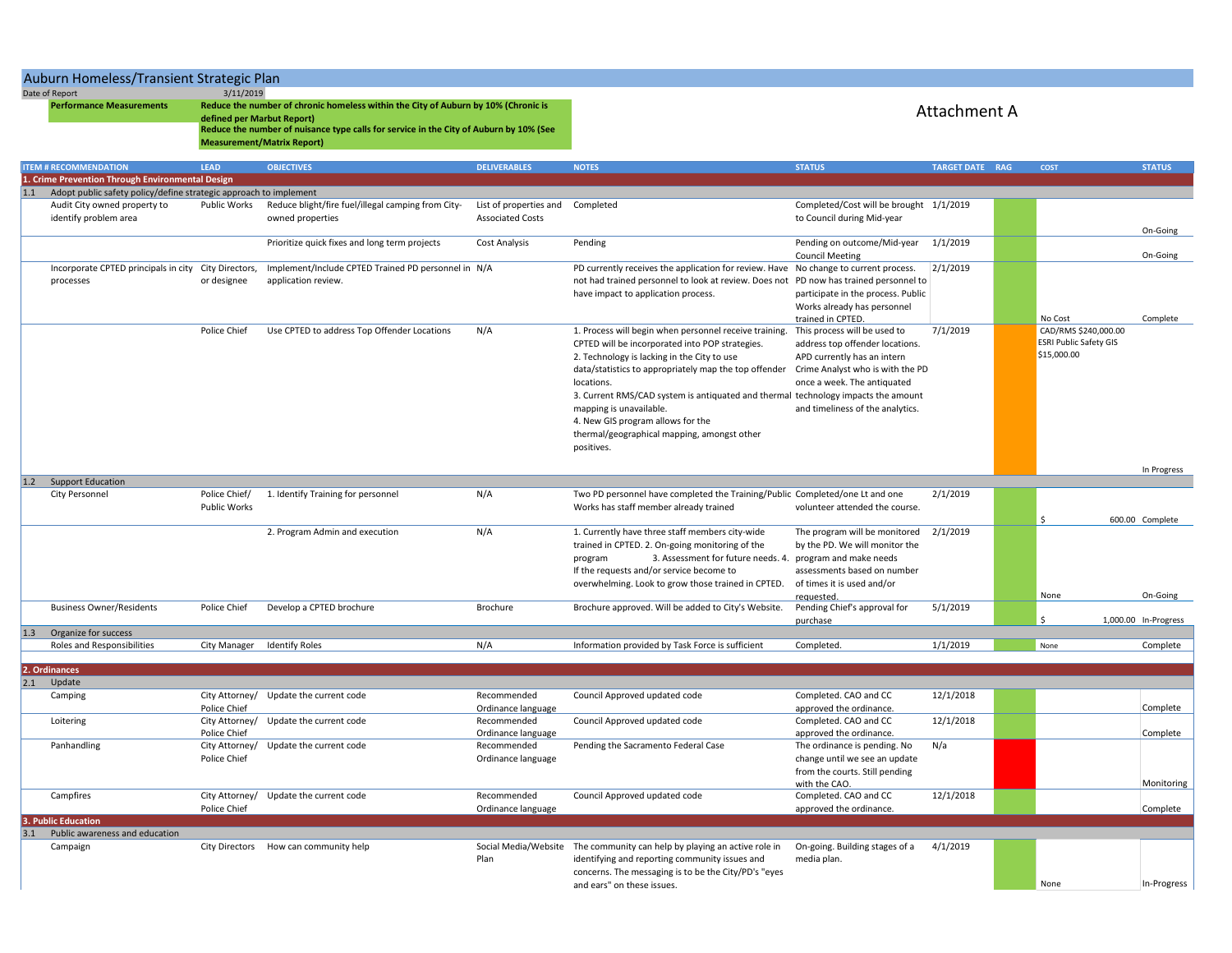# Auburn Homeless/Transient Strategic Plan

Date of Report: 3/11/2019

**Performance Measurements**

**Reduce the number of chronic homeless within the City of Auburn by 10% (Chronic is defined per Marbut Report)**
**Reduce the number of nuisance type calls for service in the City of Auburn by 10% (See Measurement/Matrix Report)**

Attachment A

| ITEM # | RECOMMENDATION | LEAD | OBJECTIVES | DELIVERABLES | NOTES | STATUS | TARGET DATE | RAG | COST | STATUS |
|---|---|---|---|---|---|---|---|---|---|---|
| **1. Crime Prevention Through Environmental Design** | | | | | | | | | | |
| 1.1 | Adopt public safety policy/define strategic approach to implement | | | | | | | | | |
| | Audit City owned property to identify problem area | Public Works | Reduce blight/fire fuel/illegal camping from City-owned properties | List of properties and Associated Costs | Completed | Completed/Cost will be brought to Council during Mid-year | 1/1/2019 | | | On-Going |
| | | | Prioritize quick fixes and long term projects | Cost Analysis | Pending | Pending on outcome/Mid-year Council Meeting | 1/1/2019 | | | On-Going |
| | Incorporate CPTED principals in city processes | City Directors, or designee | Implement/Include CPTED Trained PD personnel in application review. | N/A | PD currently receives the application for review. Have not had trained personnel to look at review. Does not have impact to application process. | No change to current process. PD now has trained personnel to participate in the process. Public Works already has personnel trained in CPTED. | 2/1/2019 | | No Cost | Complete |
| | | Police Chief | Use CPTED to address Top Offender Locations | N/A | 1. Process will begin when personnel receive training. CPTED will be incorporated into POP strategies. 2. Technology is lacking in the City to use data/statistics to appropriately map the top offender locations. 3. Current RMS/CAD system is antiquated and thermal mapping is unavailable. 4. New GIS program allows for the thermal/geographical mapping, amongst other positives. | This process will be used to address top offender locations. APD currently has an intern Crime Analyst who is with the PD once a week. The antiquated technology impacts the amount and timeliness of the analytics. | 7/1/2019 | | CAD/RMS $240,000.00 ESRI Public Safety GIS $15,000.00 | In Progress |
| 1.2 | Support Education | | | | | | | | | |
| | City Personnel | Police Chief/ Public Works | 1. Identify Training for personnel | N/A | Two PD personnel have completed the Training/Public Works has staff member already trained | Completed/one Lt and one volunteer attended the course. | 2/1/2019 | | $ 600.00 | Complete |
| | | | 2. Program Admin and execution | N/A | 1. Currently have three staff members city-wide trained in CPTED. 2. On-going monitoring of the program 3. Assessment for future needs. 4. If the requests and/or service become to overwhelming. Look to grow those trained in CPTED. | The program will be monitored by the PD. We will monitor the program and make needs assessments based on number of times it is used and/or requested. | 2/1/2019 | | None | On-Going |
| | Business Owner/Residents | Police Chief | Develop a CPTED brochure | Brochure | Brochure approved. Will be added to City's Website. | Pending Chief's approval for purchase | 5/1/2019 | | $ 1,000.00 | In-Progress |
| 1.3 | Organize for success | | | | | | | | | |
| | Roles and Responsibilities | City Manager | Identify Roles | N/A | Information provided by Task Force is sufficient | Completed. | 1/1/2019 | | None | Complete |
| **2. Ordinances** | | | | | | | | | | |
| 2.1 | Update | | | | | | | | | |
| | Camping | City Attorney/ Police Chief | Update the current code | Recommended Ordinance language | Council Approved updated code | Completed. CAO and CC approved the ordinance. | 12/1/2018 | | | Complete |
| | Loitering | City Attorney/ Police Chief | Update the current code | Recommended Ordinance language | Council Approved updated code | Completed. CAO and CC approved the ordinance. | 12/1/2018 | | | Complete |
| | Panhandling | City Attorney/ Police Chief | Update the current code | Recommended Ordinance language | Pending the Sacramento Federal Case | The ordinance is pending. No change until we see an update from the courts. Still pending with the CAO. | N/a | | | Monitoring |
| | Campfires | City Attorney/ Police Chief | Update the current code | Recommended Ordinance language | Council Approved updated code | Completed. CAO and CC approved the ordinance. | 12/1/2018 | | | Complete |
| **3. Public Education** | | | | | | | | | | |
| 3.1 | Public awareness and education | | | | | | | | | |
| | Campaign | City Directors | How can community help | Social Media/Website Plan | The community can help by playing an active role in identifying and reporting community issues and concerns. The messaging is to be the City/PD's "eyes and ears" on these issues. | On-going. Building stages of a media plan. | 4/1/2019 | | None | In-Progress |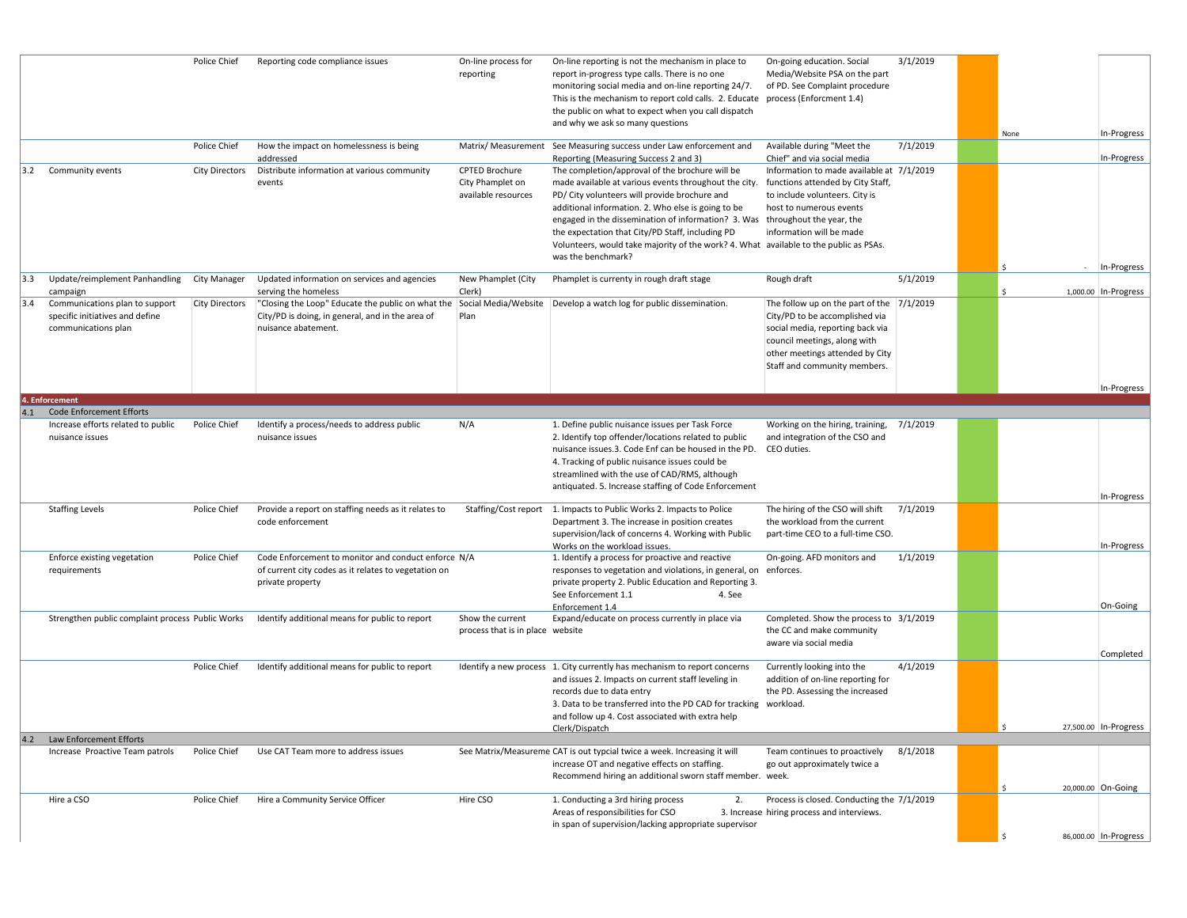| | | | | | | | | | | |
|---|---|---|---|---|---|---|---|---|---|---|
| | | Police Chief | Reporting code compliance issues | On-line process for reporting | On-line reporting is not the mechanism in place to report in-progress type calls. There is no one monitoring social media and on-line reporting 24/7. This is the mechanism to report cold calls. 2. Educate the public on what to expect when you call dispatch and why we ask so many questions | On-going education. Social Media/Website PSA on the part of PD. See Complaint procedure process (Enforcment 1.4) | 3/1/2019 | | None | In-Progress |
| | | Police Chief | How the impact on homelessness is being addressed | Matrix/ Measurement | See Measuring success under Law enforcement and Reporting (Measuring Success 2 and 3) | Available during "Meet the Chief" and via social media | 7/1/2019 | | | In-Progress |
| 3.2 | Community events | City Directors | Distribute information at various community events | CPTED Brochure City Phamplet on available resources | The completion/approval of the brochure will be made available at various events throughout the city. PD/ City volunteers will provide brochure and additional information. 2. Who else is going to be engaged in the dissemination of information? 3. Was the expectation that City/PD Staff, including PD Volunteers, would take majority of the work? 4. What was the benchmark? | Information to made available at functions attended by City Staff, to include volunteers. City is host to numerous events throughout the year, the information will be made available to the public as PSAs. | 7/1/2019 | | $ - | In-Progress |
| 3.3 | Update/reimplement Panhandling campaign | City Manager | Updated information on services and agencies serving the homeless | New Phamplet (City Clerk) | Phamplet is currently in rough draft stage | Rough draft | 5/1/2019 | | $ 1,000.00 | In-Progress |
| 3.4 | Communications plan to support specific initiatives and define communications plan | City Directors | "Closing the Loop" Educate the public on what the City/PD is doing, in general, and in the area of nuisance abatement. | Social Media/Website Plan | Develop a watch log for public dissemination. | The follow up on the part of the City/PD to be accomplished via social media, reporting back via council meetings, along with other meetings attended by City Staff and community members. | 7/1/2019 | | | In-Progress |
| **4. Enforcement** | | | | | | | | | | |
| 4.1 | Code Enforcement Efforts | | | | | | | | | |
| | Increase efforts related to public nuisance issues | Police Chief | Identify a process/needs to address public nuisance issues | N/A | 1. Define public nuisance issues per Task Force 2. Identify top offender/locations related to public nuisance issues.3. Code Enf can be housed in the PD. 4. Tracking of public nuisance issues could be streamlined with the use of CAD/RMS, although antiquated. 5. Increase staffing of Code Enforcement | Working on the hiring, training, and integration of the CSO and CEO duties. | 7/1/2019 | | | In-Progress |
| | Staffing Levels | Police Chief | Provide a report on staffing needs as it relates to code enforcement | Staffing/Cost report | 1. Impacts to Public Works 2. Impacts to Police Department 3. The increase in position creates supervision/lack of concerns 4. Working with Public Works on the workload issues. | The hiring of the CSO will shift the workload from the current part-time CEO to a full-time CSO. | 7/1/2019 | | | In-Progress |
| | Enforce existing vegetation requirements | Police Chief | Code Enforcement to monitor and conduct enforce of current city codes as it relates to vegetation on private property | N/A | 1. Identify a process for proactive and reactive responses to vegetation and violations, in general, on private property 2. Public Education and Reporting 3. See Enforcement 1.1 4. See Enforcement 1.4 | On-going. AFD monitors and enforces. | 1/1/2019 | | | On-Going |
| | Strengthen public complaint process | Public Works | Identify additional means for public to report | Show the current process that is in place | Expand/educate on process currently in place via website | Completed. Show the process to the CC and make community aware via social media | 3/1/2019 | | | Completed |
| | | Police Chief | Identify additional means for public to report | Identify a new process | 1. City currently has mechanism to report concerns and issues 2. Impacts on current staff leveling in records due to data entry 3. Data to be transferred into the PD CAD for tracking and follow up 4. Cost associated with extra help Clerk/Dispatch | Currently looking into the addition of on-line reporting for the PD. Assessing the increased workload. | 4/1/2019 | | $ 27,500.00 | In-Progress |
| 4.2 | Law Enforcement Efforts | | | | | | | | | |
| | Increase Proactive Team patrols | Police Chief | Use CAT Team more to address issues | See Matrix/Measureme | CAT is out typcial twice a week. Increasing it will increase OT and negative effects on staffing. Recommend hiring an additional sworn staff member. | Team continues to proactively go out approximately twice a week. | 8/1/2018 | | $ 20,000.00 | On-Going |
| | Hire a CSO | Police Chief | Hire a Community Service Officer | Hire CSO | 1. Conducting a 3rd hiring process 2. Areas of responsibilities for CSO 3. Increase in span of supervision/lacking appropriate supervisor | Process is closed. Conducting the hiring process and interviews. | 7/1/2019 | | $ 86,000.00 | In-Progress |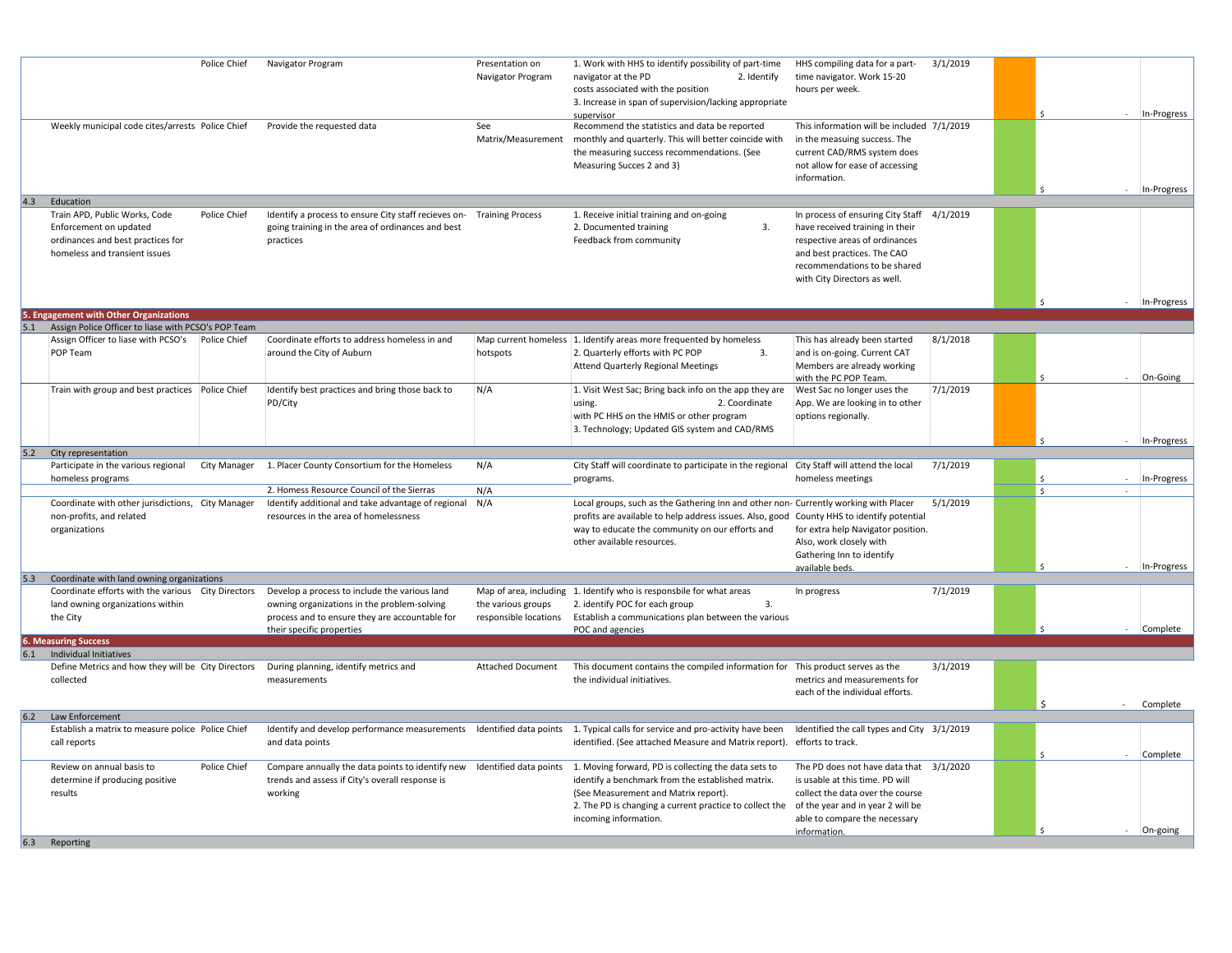| | | | | | | | | | | |
|---|---|---|---|---|---|---|---|---|---|---|
| | | Police Chief | Navigator Program | Presentation on Navigator Program | 1. Work with HHS to identify possibility of part-time navigator at the PD 2. Identify costs associated with the position 3. Increase in span of supervision/lacking appropriate supervisor | HHS compiling data for a part-time navigator. Work 15-20 hours per week. | 3/1/2019 | | $ - | In-Progress |
| | Weekly municipal code cites/arrests | Police Chief | Provide the requested data | See Matrix/Measurement | Recommend the statistics and data be reported monthly and quarterly. This will better coincide with the measuring success recommendations. (See Measuring Succes 2 and 3) | This information will be included in the measuing success. The current CAD/RMS system does not allow for ease of accessing information. | 7/1/2019 | | $ - | In-Progress |
| 4.3 | Education | | | | | | | | | |
| | Train APD, Public Works, Code Enforcement on updated ordinances and best practices for homeless and transient issues | Police Chief | Identify a process to ensure City staff recieves on-going training in the area of ordinances and best practices | Training Process | 1. Receive initial training and on-going 2. Documented training 3. Feedback from community | In process of ensuring City Staff have received training in their respective areas of ordinances and best practices. The CAO recommendations to be shared with City Directors as well. | 4/1/2019 | | $ - | In-Progress |
| **5. Engagement with Other Organizations** | | | | | | | | | | |
| 5.1 | Assign Police Officer to liase with PCSO's POP Team | | | | | | | | | |
| | Assign Officer to liase with PCSO's POP Team | Police Chief | Coordinate efforts to address homeless in and around the City of Auburn | Map current homeless hotspots | 1. Identify areas more frequented by homeless 2. Quarterly efforts with PC POP 3. Attend Quarterly Regional Meetings | This has already been started and is on-going. Current CAT Members are already working with the PC POP Team. | 8/1/2018 | | $ - | On-Going |
| | Train with group and best practices | Police Chief | Identify best practices and bring those back to PD/City | N/A | 1. Visit West Sac; Bring back info on the app they are using. 2. Coordinate with PC HHS on the HMIS or other program 3. Technology; Updated GIS system and CAD/RMS | West Sac no longer uses the App. We are looking in to other options regionally. | 7/1/2019 | | $ - | In-Progress |
| 5.2 | City representation | | | | | | | | | |
| | Participate in the various regional homeless programs | City Manager | 1. Placer County Consortium for the Homeless | N/A | City Staff will coordinate to participate in the regional programs. | City Staff will attend the local homeless meetings | 7/1/2019 | | $ - | In-Progress |
| | | | 2. Homess Resource Council of the Sierras | N/A | | | | | $ - | |
| | Coordinate with other jurisdictions, non-profits, and related organizations | City Manager | Identify additional and take advantage of regional resources in the area of homelessness | N/A | Local groups, such as the Gathering Inn and other non-profits are available to help address issues. Also, good way to educate the community on our efforts and other available resources. | Currently working with Placer County HHS to identify potential for extra help Navigator position. Also, work closely with Gathering Inn to identify available beds. | 5/1/2019 | | $ - | In-Progress |
| 5.3 | Coordinate with land owning organizations | | | | | | | | | |
| | Coordinate efforts with the various land owning organizations within the City | City Directors | Develop a process to include the various land owning organizations in the problem-solving process and to ensure they are accountable for their specific properties | Map of area, including the various groups responsible locations | 1. Identify who is responsbile for what areas 2. identify POC for each group 3. Establish a communications plan between the various POC and agencies | In progress | 7/1/2019 | | $ - | Complete |
| **6. Measuring Success** | | | | | | | | | | |
| 6.1 | Individual Initiatives | | | | | | | | | |
| | Define Metrics and how they will be collected | City Directors | During planning, identify metrics and measurements | Attached Document | This document contains the compiled information for the individual initiatives. | This product serves as the metrics and measurements for each of the individual efforts. | 3/1/2019 | | $ - | Complete |
| 6.2 | Law Enforcement | | | | | | | | | |
| | Establish a matrix to measure police call reports | Police Chief | Identify and develop performance measurements and data points | Identified data points | 1. Typical calls for service and pro-activity have been identified. (See attached Measure and Matrix report). | Identified the call types and City efforts to track. | 3/1/2019 | | $ - | Complete |
| | Review on annual basis to determine if producing positive results | Police Chief | Compare annually the data points to identify new trends and assess if City's overall response is working | Identified data points | 1. Moving forward, PD is collecting the data sets to identify a benchmark from the established matrix. (See Measurement and Matrix report). 2. The PD is changing a current practice to collect the incoming information. | The PD does not have data that is usable at this time. PD will collect the data over the course of the year and in year 2 will be able to compare the necessary information. | 3/1/2020 | | $ - | On-going |
| 6.3 | Reporting | | | | | | | | | |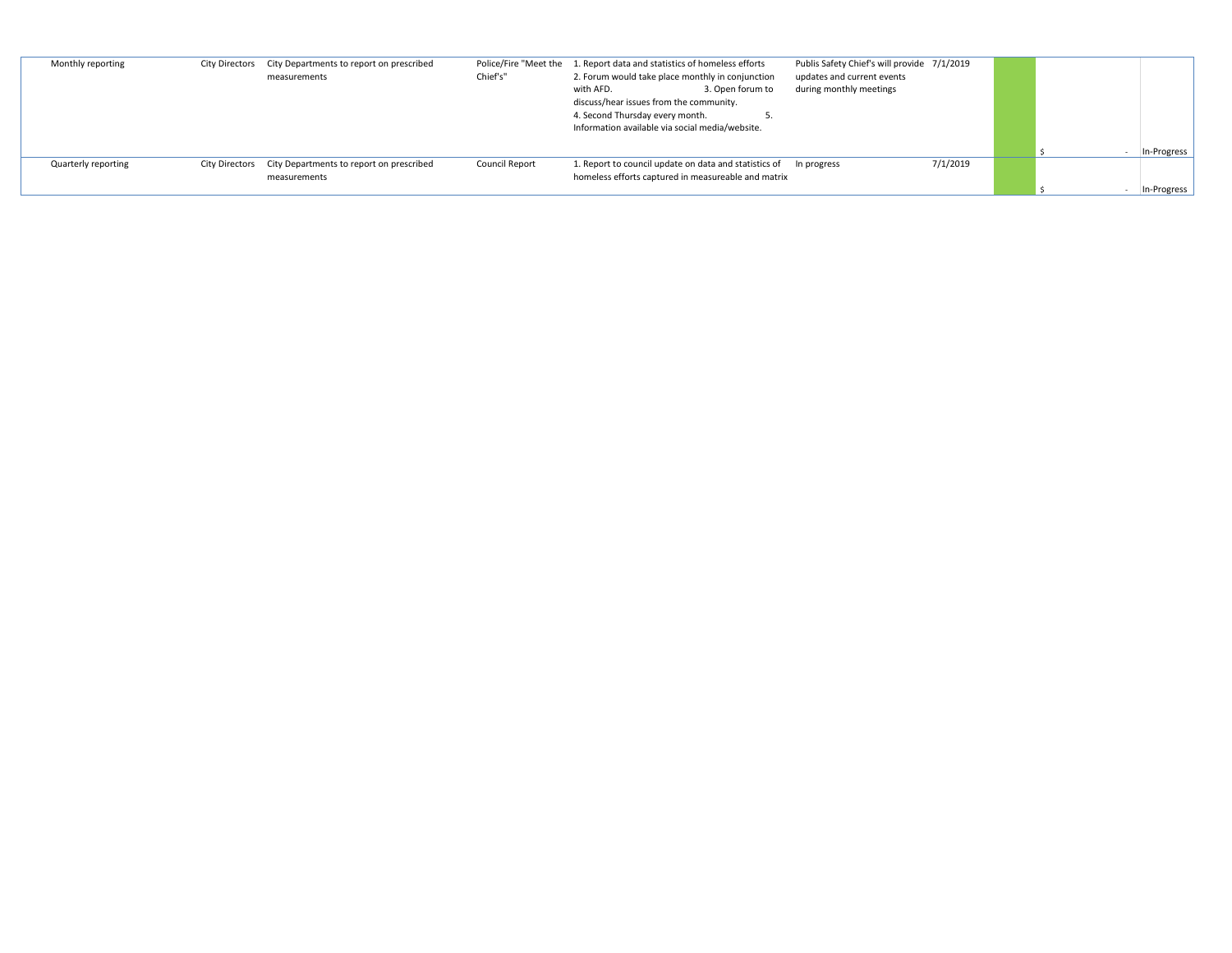| | | | | | | | | | |
|---|---|---|---|---|---|---|---|---|---|
| Monthly reporting | City Directors | City Departments to report on prescribed measurements | Police/Fire "Meet the Chief's" | 1. Report data and statistics of homeless efforts 2. Forum would take place monthly in conjunction with AFD. 3. Open forum to discuss/hear issues from the community. 4. Second Thursday every month. 5. Information available via social media/website. | Publis Safety Chief's will provide updates and current events during monthly meetings | 7/1/2019 | | $ - | In-Progress |
| Quarterly reporting | City Directors | City Departments to report on prescribed measurements | Council Report | 1. Report to council update on data and statistics of homeless efforts captured in measureable and matrix | In progress | 7/1/2019 | | $ - | In-Progress |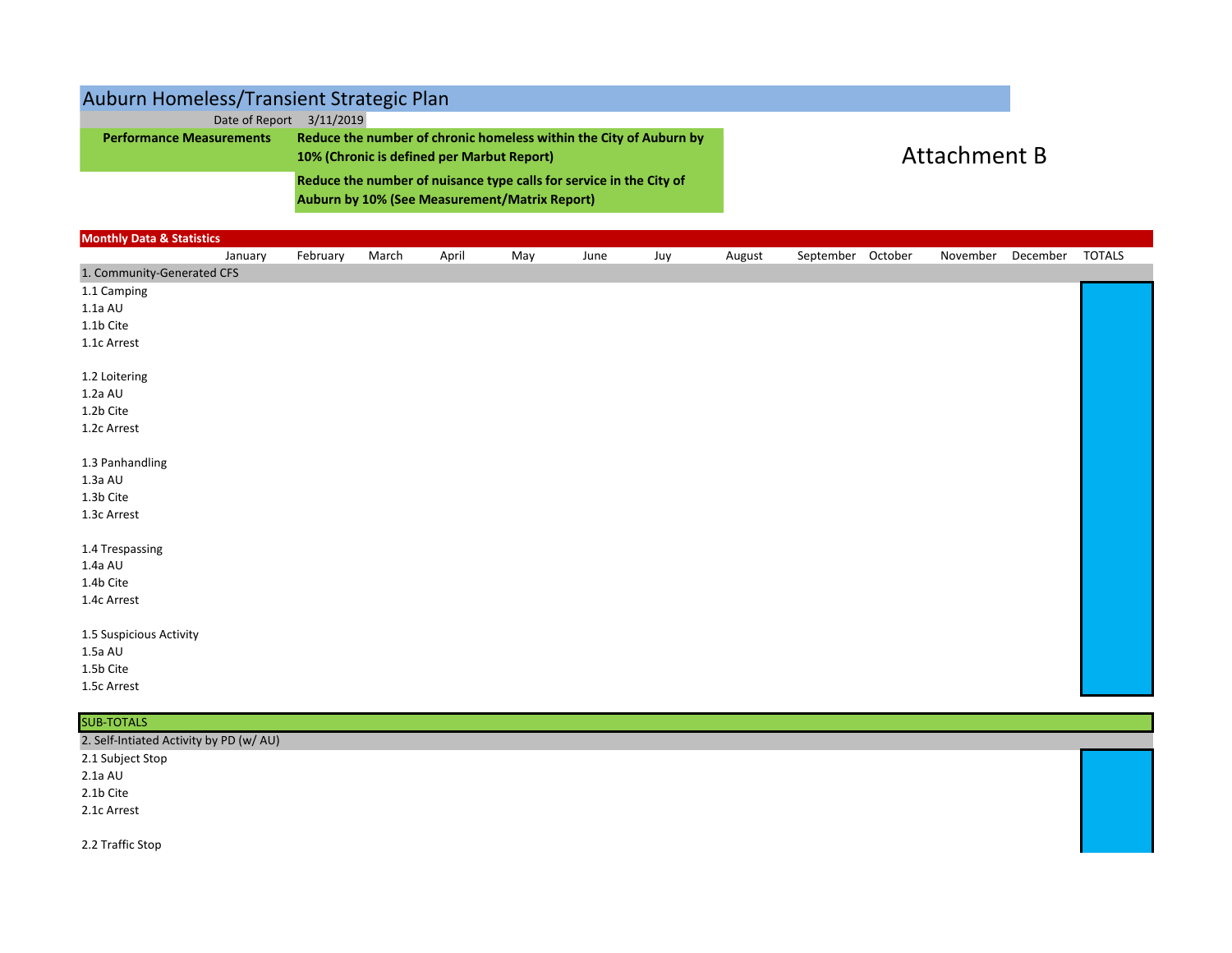# Auburn Homeless/Transient Strategic Plan

Date of Report 3/11/2019

| Performance Measurements | |
|---|---|
| | **Reduce the number of chronic homeless within the City of Auburn by 10% (Chronic is defined per Marbut Report)** |
| | **Reduce the number of nuisance type calls for service in the City of Auburn by 10% (See Measurement/Matrix Report)** |

Attachment B

**Monthly Data & Statistics**

| | January | February | March | April | May | June | Juy | August | September | October | November | December | TOTALS |
|---|---|---|---|---|---|---|---|---|---|---|---|---|---|
| 1. Community-Generated CFS | | | | | | | | | | | | | |
| 1.1 Camping | | | | | | | | | | | | | |
| 1.1a AU | | | | | | | | | | | | | |
| 1.1b Cite | | | | | | | | | | | | | |
| 1.1c Arrest | | | | | | | | | | | | | |
| | | | | | | | | | | | | | |
| 1.2 Loitering | | | | | | | | | | | | | |
| 1.2a AU | | | | | | | | | | | | | |
| 1.2b Cite | | | | | | | | | | | | | |
| 1.2c Arrest | | | | | | | | | | | | | |
| | | | | | | | | | | | | | |
| 1.3 Panhandling | | | | | | | | | | | | | |
| 1.3a AU | | | | | | | | | | | | | |
| 1.3b Cite | | | | | | | | | | | | | |
| 1.3c Arrest | | | | | | | | | | | | | |
| | | | | | | | | | | | | | |
| 1.4 Trespassing | | | | | | | | | | | | | |
| 1.4a AU | | | | | | | | | | | | | |
| 1.4b Cite | | | | | | | | | | | | | |
| 1.4c Arrest | | | | | | | | | | | | | |
| | | | | | | | | | | | | | |
| 1.5 Suspicious Activity | | | | | | | | | | | | | |
| 1.5a AU | | | | | | | | | | | | | |
| 1.5b Cite | | | | | | | | | | | | | |
| 1.5c Arrest | | | | | | | | | | | | | |
| | | | | | | | | | | | | | |
| SUB-TOTALS | | | | | | | | | | | | | |
| 2. Self-Intiated Activity by PD (w/ AU) | | | | | | | | | | | | | |
| 2.1 Subject Stop | | | | | | | | | | | | | |
| 2.1a AU | | | | | | | | | | | | | |
| 2.1b Cite | | | | | | | | | | | | | |
| 2.1c Arrest | | | | | | | | | | | | | |
| | | | | | | | | | | | | | |
| 2.2 Traffic Stop | | | | | | | | | | | | | |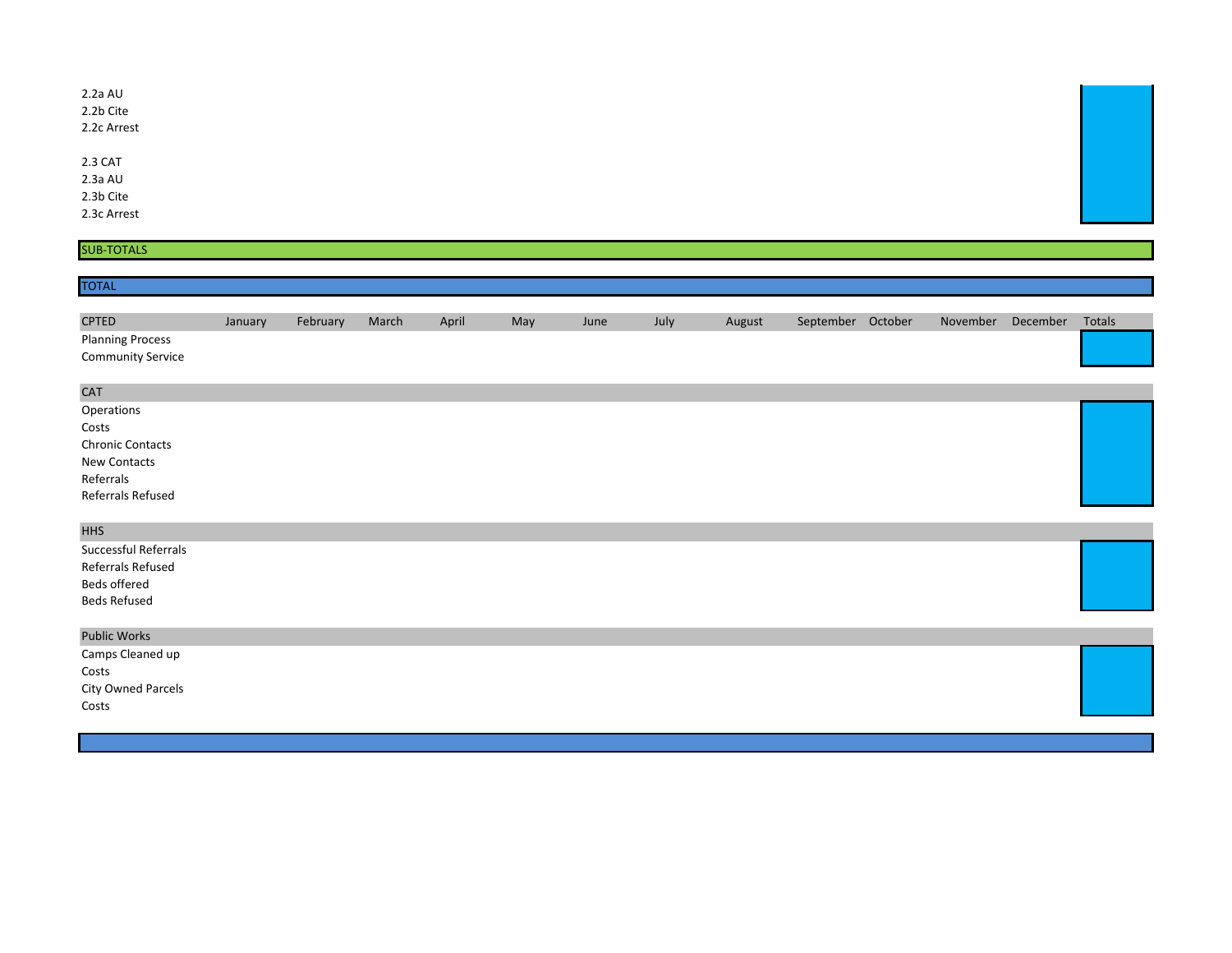| | | | | | | | | | | | | | |
|---|---|---|---|---|---|---|---|---|---|---|---|---|---|
| 2.2a AU | | | | | | | | | | | | | |
| 2.2b Cite | | | | | | | | | | | | | |
| 2.2c Arrest | | | | | | | | | | | | | |
| | | | | | | | | | | | | | |
| 2.3 CAT | | | | | | | | | | | | | |
| 2.3a AU | | | | | | | | | | | | | |
| 2.3b Cite | | | | | | | | | | | | | |
| 2.3c Arrest | | | | | | | | | | | | | |
| SUB-TOTALS | | | | | | | | | | | | | |
| TOTAL | | | | | | | | | | | | | |

| CPTED | January | February | March | April | May | June | July | August | September | October | November | December | Totals |
|---|---|---|---|---|---|---|---|---|---|---|---|---|---|
| Planning Process | | | | | | | | | | | | | |
| Community Service | | | | | | | | | | | | | |
| **CAT** | | | | | | | | | | | | | |
| Operations | | | | | | | | | | | | | |
| Costs | | | | | | | | | | | | | |
| Chronic Contacts | | | | | | | | | | | | | |
| New Contacts | | | | | | | | | | | | | |
| Referrals | | | | | | | | | | | | | |
| Referrals Refused | | | | | | | | | | | | | |
| **HHS** | | | | | | | | | | | | | |
| Successful Referrals | | | | | | | | | | | | | |
| Referrals Refused | | | | | | | | | | | | | |
| Beds offered | | | | | | | | | | | | | |
| Beds Refused | | | | | | | | | | | | | |
| **Public Works** | | | | | | | | | | | | | |
| Camps Cleaned up | | | | | | | | | | | | | |
| Costs | | | | | | | | | | | | | |
| City Owned Parcels | | | | | | | | | | | | | |
| Costs | | | | | | | | | | | | | |